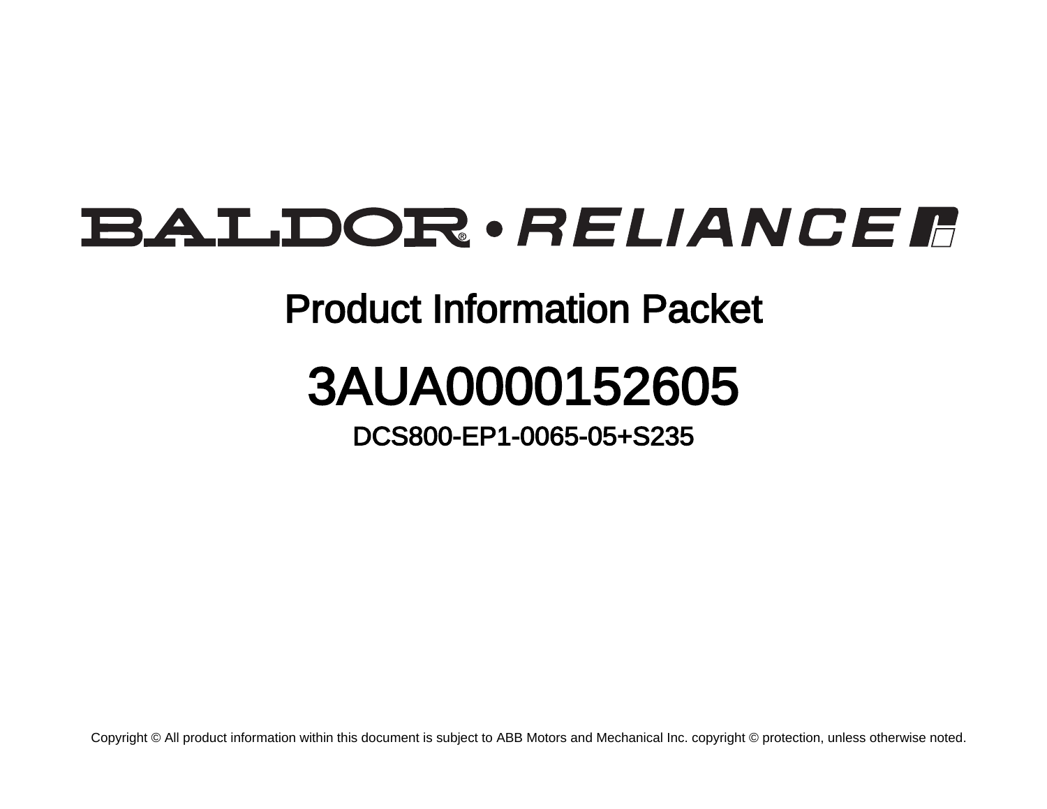# BALDOR® • RELIANCE

## Product Information Packet

# 3AUA0000152605

### DCS800-EP1-0065-05+S235

Copyright © All product information within this document is subject to ABB Motors and Mechanical Inc. copyright © protection, unless otherwise noted.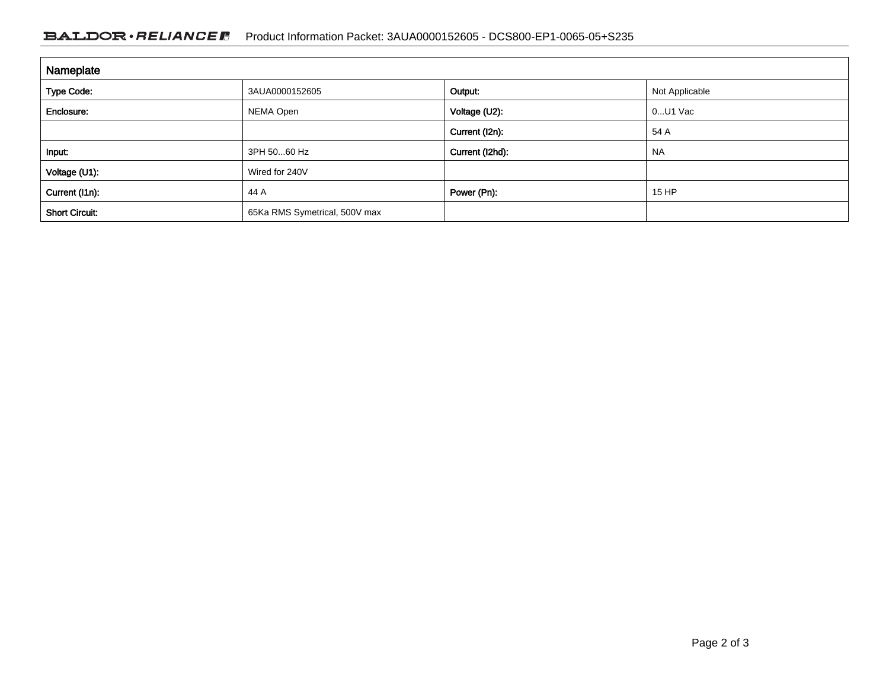| Nameplate | | | |
|---|---|---|---|
| **Type Code:** | 3AUA0000152605 | **Output:** | Not Applicable |
| **Enclosure:** | NEMA Open | **Voltage (U2):** | 0...U1 Vac |
| | | **Current (I2n):** | 54 A |
| **Input:** | 3PH 50...60 Hz | **Current (I2hd):** | NA |
| **Voltage (U1):** | Wired for 240V | | |
| **Current (I1n):** | 44 A | **Power (Pn):** | 15 HP |
| **Short Circuit:** | 65Ka RMS Symetrical, 500V max | | |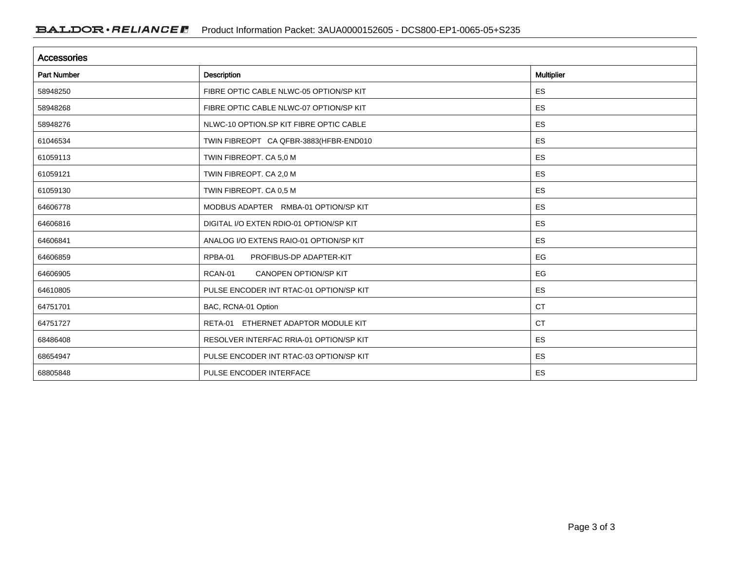## Accessories

| Part Number | Description | Multiplier |
|---|---|---|
| 58948250 | FIBRE OPTIC CABLE NLWC-05 OPTION/SP KIT | ES |
| 58948268 | FIBRE OPTIC CABLE NLWC-07 OPTION/SP KIT | ES |
| 58948276 | NLWC-10 OPTION.SP KIT FIBRE OPTIC CABLE | ES |
| 61046534 | TWIN FIBREOPT CA QFBR-3883(HFBR-END010 | ES |
| 61059113 | TWIN FIBREOPT. CA 5,0 M | ES |
| 61059121 | TWIN FIBREOPT. CA 2,0 M | ES |
| 61059130 | TWIN FIBREOPT. CA 0,5 M | ES |
| 64606778 | MODBUS ADAPTER RMBA-01 OPTION/SP KIT | ES |
| 64606816 | DIGITAL I/O EXTEN RDIO-01 OPTION/SP KIT | ES |
| 64606841 | ANALOG I/O EXTENS RAIO-01 OPTION/SP KIT | ES |
| 64606859 | RPBA-01 PROFIBUS-DP ADAPTER-KIT | EG |
| 64606905 | RCAN-01 CANOPEN OPTION/SP KIT | EG |
| 64610805 | PULSE ENCODER INT RTAC-01 OPTION/SP KIT | ES |
| 64751701 | BAC, RCNA-01 Option | CT |
| 64751727 | RETA-01 ETHERNET ADAPTOR MODULE KIT | CT |
| 68486408 | RESOLVER INTERFAC RRIA-01 OPTION/SP KIT | ES |
| 68654947 | PULSE ENCODER INT RTAC-03 OPTION/SP KIT | ES |
| 68805848 | PULSE ENCODER INTERFACE | ES |